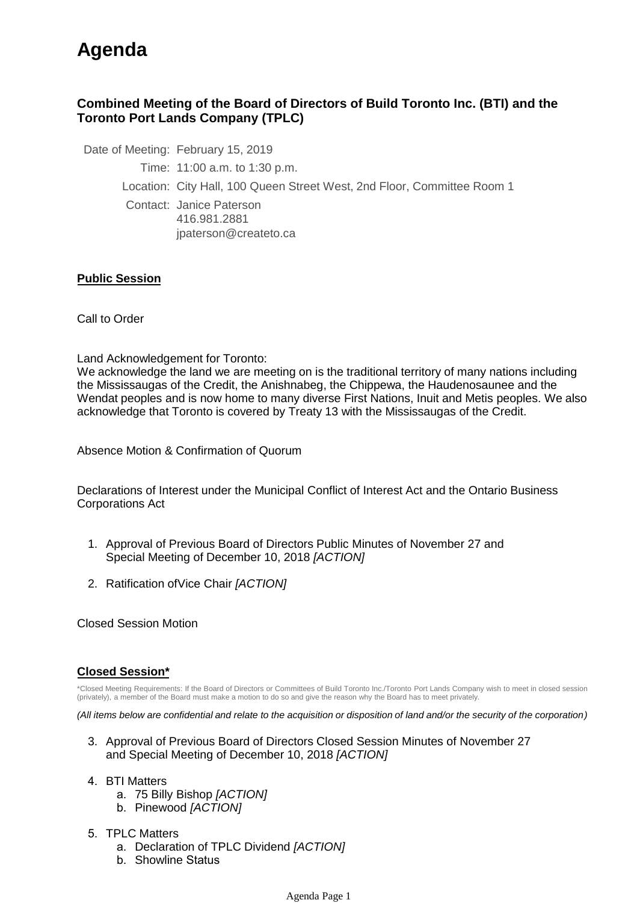# Agenda

### Combined Meeting of the Board of Directors of Build Toronto Inc. (BTI) and the Toronto Port Lands Company (TPLC)

Date of Meeting: February 15, 2019

Time: 11:00 a.m. to 1:30 p.m.

Location: City Hall, 100 Queen Street West, 2nd Floor, Committee Room 1

Contact: Janice Paterson
416.981.2881
jpaterson@createto.ca

**Public Session**

Call to Order

Land Acknowledgement for Toronto:
We acknowledge the land we are meeting on is the traditional territory of many nations including the Mississaugas of the Credit, the Anishnabeg, the Chippewa, the Haudenosaunee and the Wendat peoples and is now home to many diverse First Nations, Inuit and Metis peoples. We also acknowledge that Toronto is covered by Treaty 13 with the Mississaugas of the Credit.

Absence Motion & Confirmation of Quorum

Declarations of Interest under the Municipal Conflict of Interest Act and the Ontario Business Corporations Act

1. Approval of Previous Board of Directors Public Minutes of November 27 and Special Meeting of December 10, 2018 *[ACTION]*

2. Ratification ofVice Chair *[ACTION]*

Closed Session Motion

**Closed Session***

*Closed Meeting Requirements: If the Board of Directors or Committees of Build Toronto Inc./Toronto Port Lands Company wish to meet in closed session (privately), a member of the Board must make a motion to do so and give the reason why the Board has to meet privately.

*(All items below are confidential and relate to the acquisition or disposition of land and/or the security of the corporation)*

3. Approval of Previous Board of Directors Closed Session Minutes of November 27 and Special Meeting of December 10, 2018 *[ACTION]*

4. BTI Matters
   a. 75 Billy Bishop *[ACTION]*
   b. Pinewood *[ACTION]*

5. TPLC Matters
   a. Declaration of TPLC Dividend *[ACTION]*
   b. Showline Status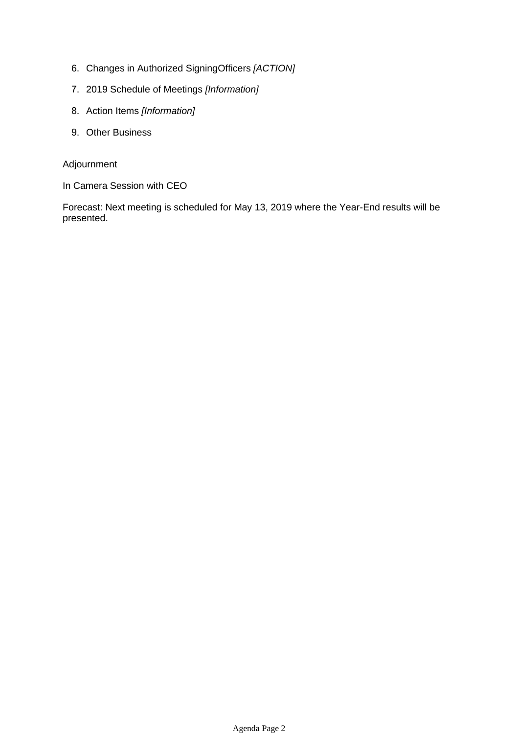6. Changes in Authorized SigningOfficers *[ACTION]*
7. 2019 Schedule of Meetings *[Information]*
8. Action Items *[Information]*
9. Other Business

Adjournment

In Camera Session with CEO

Forecast: Next meeting is scheduled for May 13, 2019 where the Year-End results will be presented.